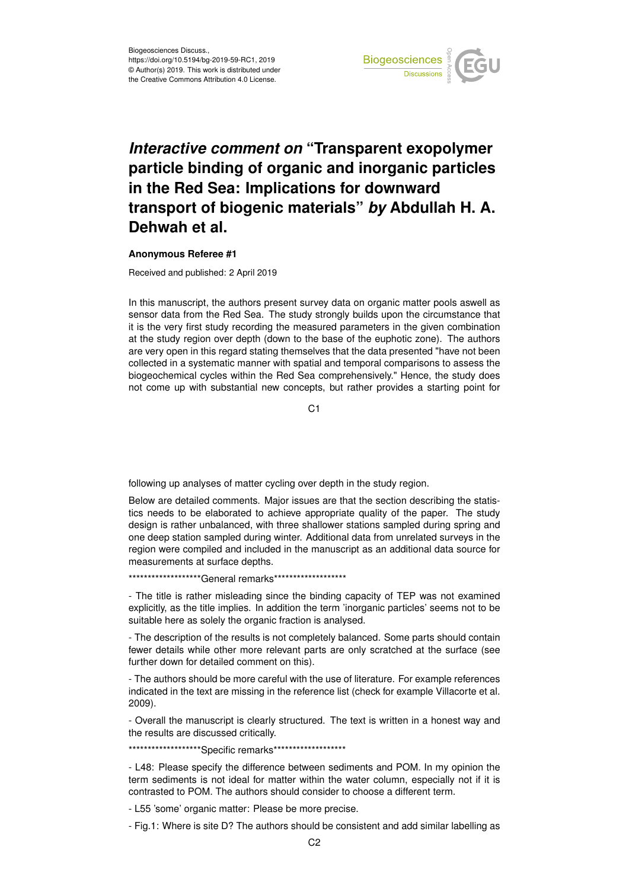Biogeosciences Discuss.,
https://doi.org/10.5194/bg-2019-59-RC1, 2019
© Author(s) 2019. This work is distributed under
the Creative Commons Attribution 4.0 License.

# *Interactive comment on* "Transparent exopolymer particle binding of organic and inorganic particles in the Red Sea: Implications for downward transport of biogenic materials" *by* Abdullah H. A. Dehwah et al.

**Anonymous Referee #1**

Received and published: 2 April 2019

In this manuscript, the authors present survey data on organic matter pools aswell as sensor data from the Red Sea. The study strongly builds upon the circumstance that it is the very first study recording the measured parameters in the given combination at the study region over depth (down to the base of the euphotic zone). The authors are very open in this regard stating themselves that the data presented "have not been collected in a systematic manner with spatial and temporal comparisons to assess the biogeochemical cycles within the Red Sea comprehensively." Hence, the study does not come up with substantial new concepts, but rather provides a starting point for following up analyses of matter cycling over depth in the study region.

Below are detailed comments. Major issues are that the section describing the statistics needs to be elaborated to achieve appropriate quality of the paper. The study design is rather unbalanced, with three shallower stations sampled during spring and one deep station sampled during winter. Additional data from unrelated surveys in the region were compiled and included in the manuscript as an additional data source for measurements at surface depths.

*******************General remarks*******************

- The title is rather misleading since the binding capacity of TEP was not examined explicitly, as the title implies. In addition the term 'inorganic particles' seems not to be suitable here as solely the organic fraction is analysed.

- The description of the results is not completely balanced. Some parts should contain fewer details while other more relevant parts are only scratched at the surface (see further down for detailed comment on this).

- The authors should be more careful with the use of literature. For example references indicated in the text are missing in the reference list (check for example Villacorte et al. 2009).

- Overall the manuscript is clearly structured. The text is written in a honest way and the results are discussed critically.

*******************Specific remarks*******************

- L48: Please specify the difference between sediments and POM. In my opinion the term sediments is not ideal for matter within the water column, especially not if it is contrasted to POM. The authors should consider to choose a different term.

- L55 'some' organic matter: Please be more precise.

- Fig.1: Where is site D? The authors should be consistent and add similar labelling as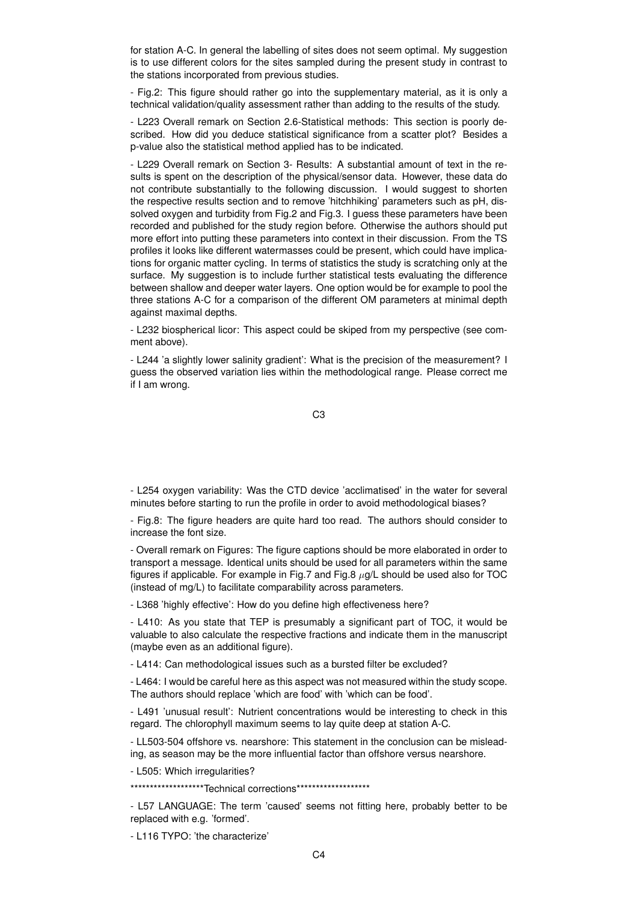for station A-C. In general the labelling of sites does not seem optimal. My suggestion is to use different colors for the sites sampled during the present study in contrast to the stations incorporated from previous studies.

- Fig.2: This figure should rather go into the supplementary material, as it is only a technical validation/quality assessment rather than adding to the results of the study.

- L223 Overall remark on Section 2.6-Statistical methods: This section is poorly described. How did you deduce statistical significance from a scatter plot? Besides a p-value also the statistical method applied has to be indicated.

- L229 Overall remark on Section 3- Results: A substantial amount of text in the results is spent on the description of the physical/sensor data. However, these data do not contribute substantially to the following discussion. I would suggest to shorten the respective results section and to remove 'hitchhiking' parameters such as pH, dissolved oxygen and turbidity from Fig.2 and Fig.3. I guess these parameters have been recorded and published for the study region before. Otherwise the authors should put more effort into putting these parameters into context in their discussion. From the TS profiles it looks like different watermasses could be present, which could have implications for organic matter cycling. In terms of statistics the study is scratching only at the surface. My suggestion is to include further statistical tests evaluating the difference between shallow and deeper water layers. One option would be for example to pool the three stations A-C for a comparison of the different OM parameters at minimal depth against maximal depths.

- L232 biospherical licor: This aspect could be skiped from my perspective (see comment above).

- L244 'a slightly lower salinity gradient': What is the precision of the measurement? I guess the observed variation lies within the methodological range. Please correct me if I am wrong.

- L254 oxygen variability: Was the CTD device 'acclimatised' in the water for several minutes before starting to run the profile in order to avoid methodological biases?

- Fig.8: The figure headers are quite hard too read. The authors should consider to increase the font size.

- Overall remark on Figures: The figure captions should be more elaborated in order to transport a message. Identical units should be used for all parameters within the same figures if applicable. For example in Fig.7 and Fig.8 $\mu$g/L should be used also for TOC (instead of mg/L) to facilitate comparability across parameters.

- L368 'highly effective': How do you define high effectiveness here?

- L410: As you state that TEP is presumably a significant part of TOC, it would be valuable to also calculate the respective fractions and indicate them in the manuscript (maybe even as an additional figure).

- L414: Can methodological issues such as a bursted filter be excluded?

- L464: I would be careful here as this aspect was not measured within the study scope. The authors should replace 'which are food' with 'which can be food'.

- L491 'unusual result': Nutrient concentrations would be interesting to check in this regard. The chlorophyll maximum seems to lay quite deep at station A-C.

- LL503-504 offshore vs. nearshore: This statement in the conclusion can be misleading, as season may be the more influential factor than offshore versus nearshore.

- L505: Which irregularities?

*******************Technical corrections*******************

- L57 LANGUAGE: The term 'caused' seems not fitting here, probably better to be replaced with e.g. 'formed'.

- L116 TYPO: 'the characterize'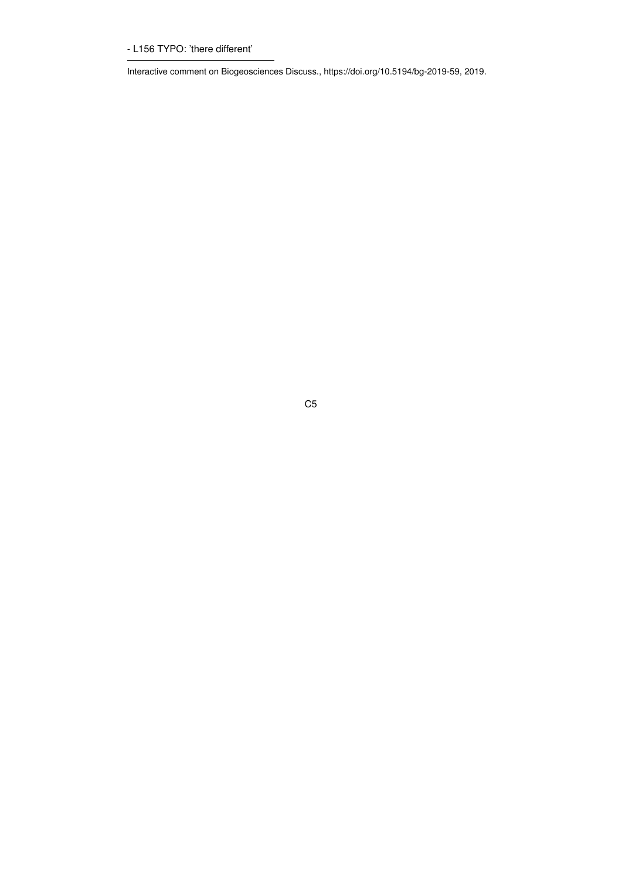- L156 TYPO: 'there different'

---

Interactive comment on Biogeosciences Discuss., https://doi.org/10.5194/bg-2019-59, 2019.